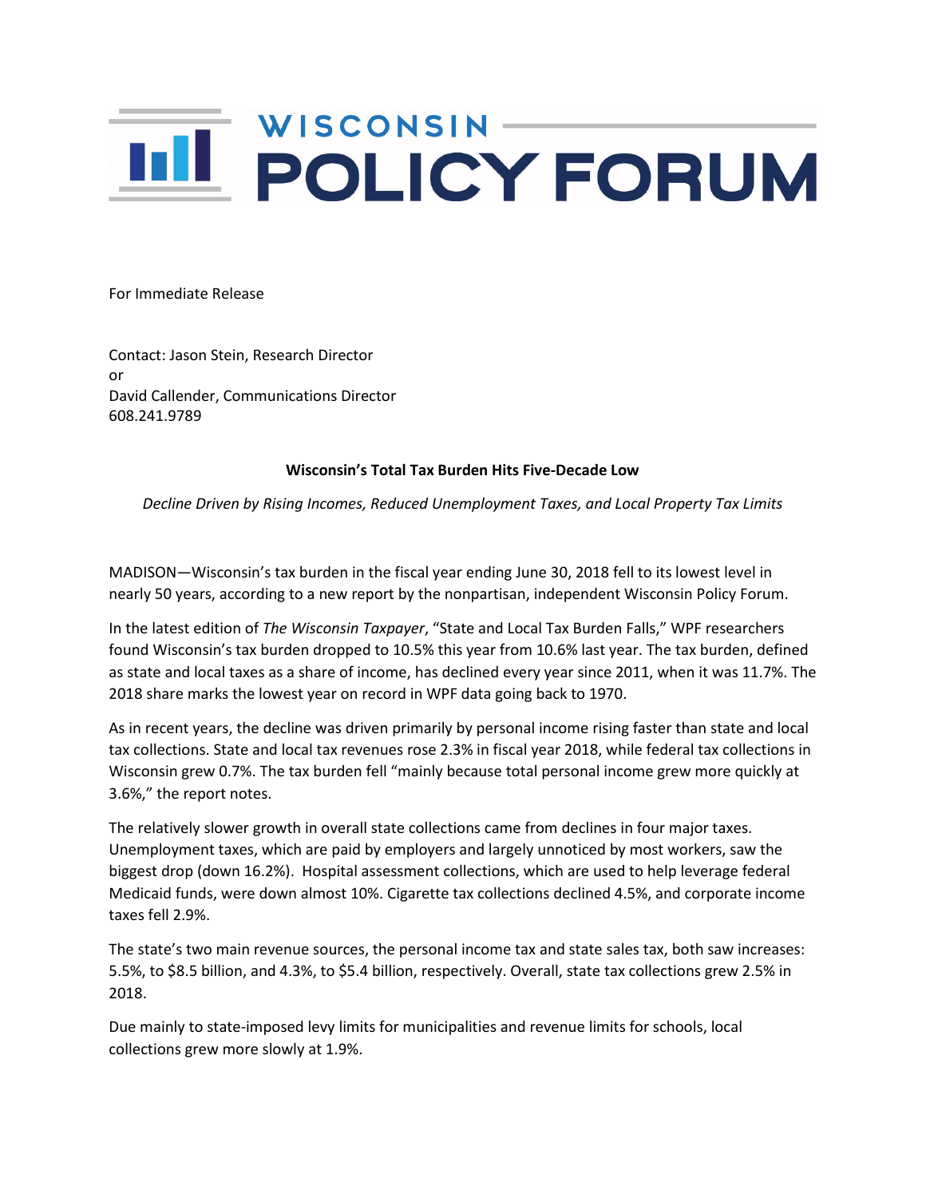# WISCONSIN POLICY FORUM

For Immediate Release

Contact: Jason Stein, Research Director
or
David Callender, Communications Director
608.241.9789

**Wisconsin's Total Tax Burden Hits Five-Decade Low**

*Decline Driven by Rising Incomes, Reduced Unemployment Taxes, and Local Property Tax Limits*

MADISON—Wisconsin's tax burden in the fiscal year ending June 30, 2018 fell to its lowest level in nearly 50 years, according to a new report by the nonpartisan, independent Wisconsin Policy Forum.

In the latest edition of *The Wisconsin Taxpayer*, "State and Local Tax Burden Falls," WPF researchers found Wisconsin's tax burden dropped to 10.5% this year from 10.6% last year. The tax burden, defined as state and local taxes as a share of income, has declined every year since 2011, when it was 11.7%. The 2018 share marks the lowest year on record in WPF data going back to 1970.

As in recent years, the decline was driven primarily by personal income rising faster than state and local tax collections. State and local tax revenues rose 2.3% in fiscal year 2018, while federal tax collections in Wisconsin grew 0.7%. The tax burden fell "mainly because total personal income grew more quickly at 3.6%," the report notes.

The relatively slower growth in overall state collections came from declines in four major taxes. Unemployment taxes, which are paid by employers and largely unnoticed by most workers, saw the biggest drop (down 16.2%). Hospital assessment collections, which are used to help leverage federal Medicaid funds, were down almost 10%. Cigarette tax collections declined 4.5%, and corporate income taxes fell 2.9%.

The state's two main revenue sources, the personal income tax and state sales tax, both saw increases: 5.5%, to $8.5 billion, and 4.3%, to $5.4 billion, respectively. Overall, state tax collections grew 2.5% in 2018.

Due mainly to state-imposed levy limits for municipalities and revenue limits for schools, local collections grew more slowly at 1.9%.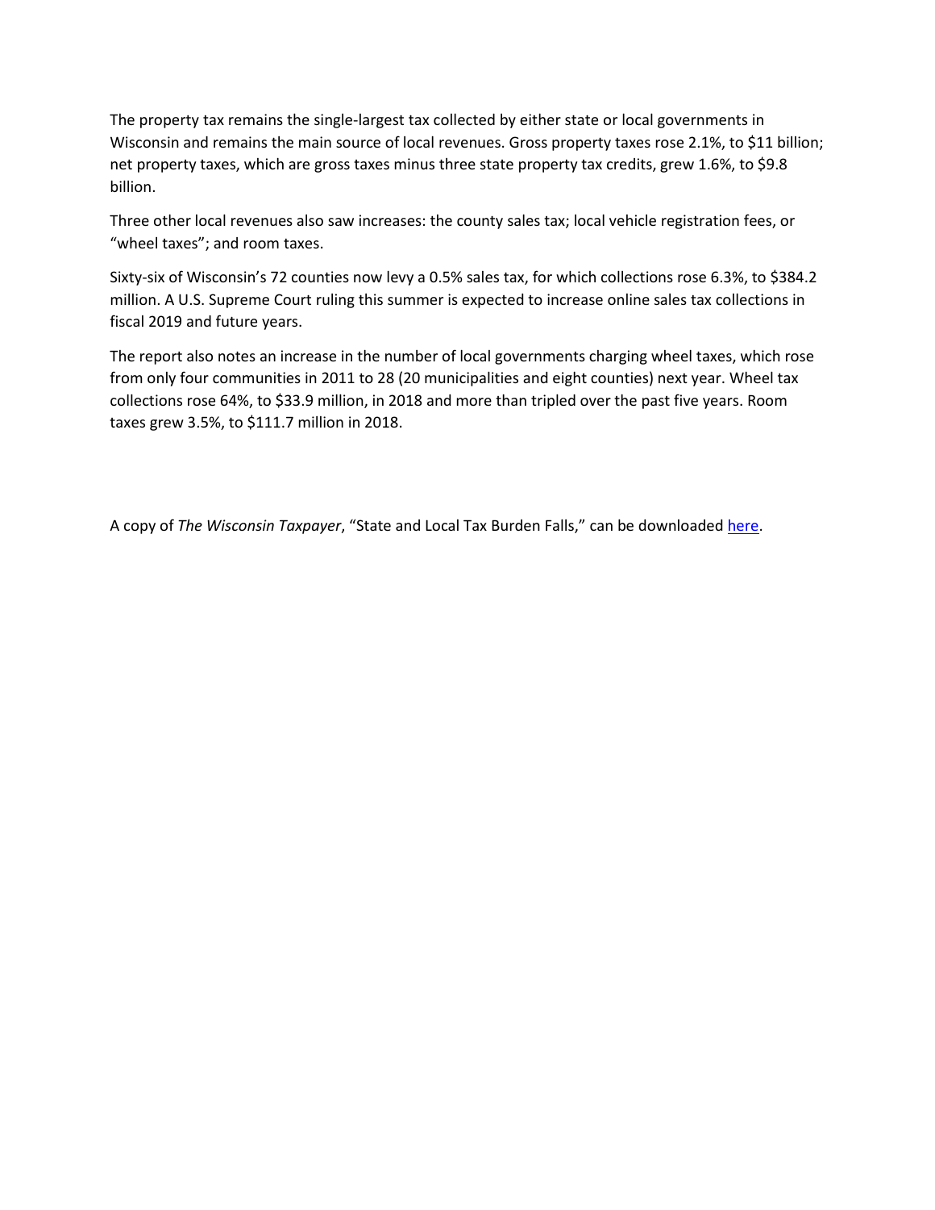The property tax remains the single-largest tax collected by either state or local governments in Wisconsin and remains the main source of local revenues. Gross property taxes rose 2.1%, to $11 billion; net property taxes, which are gross taxes minus three state property tax credits, grew 1.6%, to $9.8 billion.

Three other local revenues also saw increases: the county sales tax; local vehicle registration fees, or "wheel taxes"; and room taxes.

Sixty-six of Wisconsin's 72 counties now levy a 0.5% sales tax, for which collections rose 6.3%, to $384.2 million. A U.S. Supreme Court ruling this summer is expected to increase online sales tax collections in fiscal 2019 and future years.

The report also notes an increase in the number of local governments charging wheel taxes, which rose from only four communities in 2011 to 28 (20 municipalities and eight counties) next year. Wheel tax collections rose 64%, to $33.9 million, in 2018 and more than tripled over the past five years. Room taxes grew 3.5%, to $111.7 million in 2018.

A copy of *The Wisconsin Taxpayer*, "State and Local Tax Burden Falls," can be downloaded here.